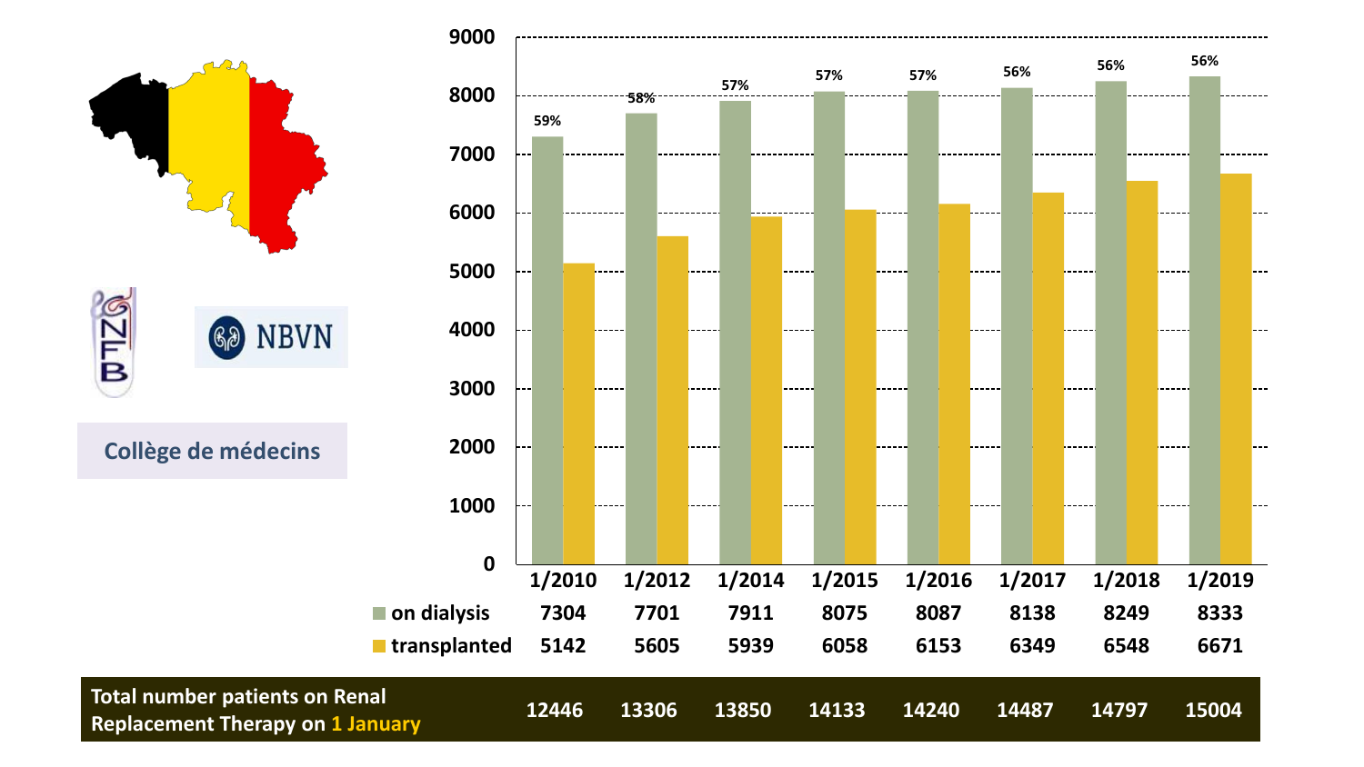Collège de médecins

NBVN

| | 1/2010 | 1/2012 | 1/2014 | 1/2015 | 1/2016 | 1/2017 | 1/2018 | 1/2019 |
|---|---|---|---|---|---|---|---|---|
| % on dialysis | 59% | 58% | 57% | 57% | 57% | 56% | 56% | 56% |
| on dialysis | 7304 | 7701 | 7911 | 8075 | 8087 | 8138 | 8249 | 8333 |
| transplanted | 5142 | 5605 | 5939 | 6058 | 6153 | 6349 | 6548 | 6671 |
| **Total number patients on Renal Replacement Therapy on 1 January** | 12446 | 13306 | 13850 | 14133 | 14240 | 14487 | 14797 | 15004 |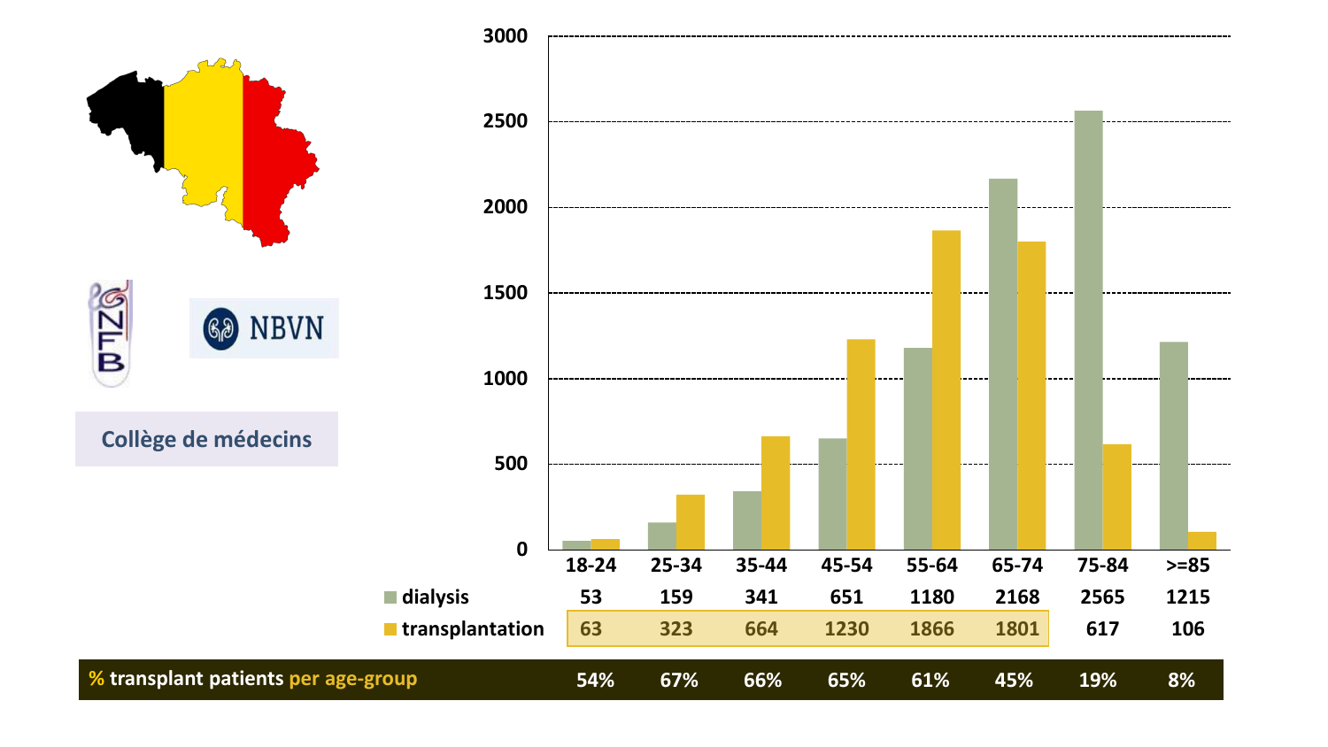Collège de médecins

| | 18-24 | 25-34 | 35-44 | 45-54 | 55-64 | 65-74 | 75-84 | >=85 |
|---|---|---|---|---|---|---|---|---|
| dialysis | 53 | 159 | 341 | 651 | 1180 | 2168 | 2565 | 1215 |
| transplantation | 63 | 323 | 664 | 1230 | 1866 | 1801 | 617 | 106 |
| % transplant patients per age-group | 54% | 67% | 66% | 65% | 61% | 45% | 19% | 8% |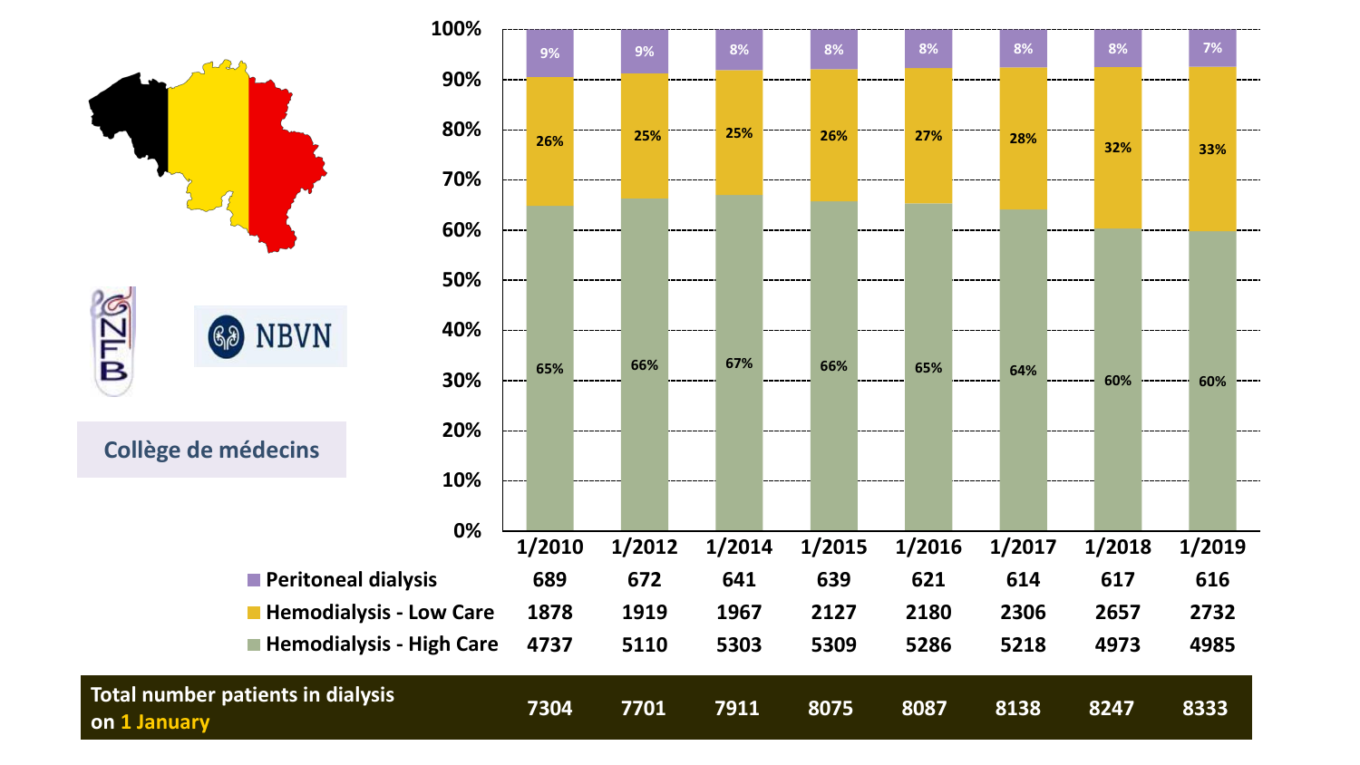Collège de médecins

NBVN

| | 1/2010 | 1/2012 | 1/2014 | 1/2015 | 1/2016 | 1/2017 | 1/2018 | 1/2019 |
|---|---|---|---|---|---|---|---|---|
| Peritoneal dialysis | 689 | 672 | 641 | 639 | 621 | 614 | 617 | 616 |
| Hemodialysis - Low Care | 1878 | 1919 | 1967 | 2127 | 2180 | 2306 | 2657 | 2732 |
| Hemodialysis - High Care | 4737 | 5110 | 5303 | 5309 | 5286 | 5218 | 4973 | 4985 |
| **Total number patients in dialysis on 1 January** | **7304** | **7701** | **7911** | **8075** | **8087** | **8138** | **8247** | **8333** |

| | 1/2010 | 1/2012 | 1/2014 | 1/2015 | 1/2016 | 1/2017 | 1/2018 | 1/2019 |
|---|---|---|---|---|---|---|---|---|
| Peritoneal dialysis | 9% | 9% | 8% | 8% | 8% | 8% | 8% | 7% |
| Hemodialysis - Low Care | 26% | 25% | 25% | 26% | 27% | 28% | 32% | 33% |
| Hemodialysis - High Care | 65% | 66% | 67% | 66% | 65% | 64% | 60% | 60% |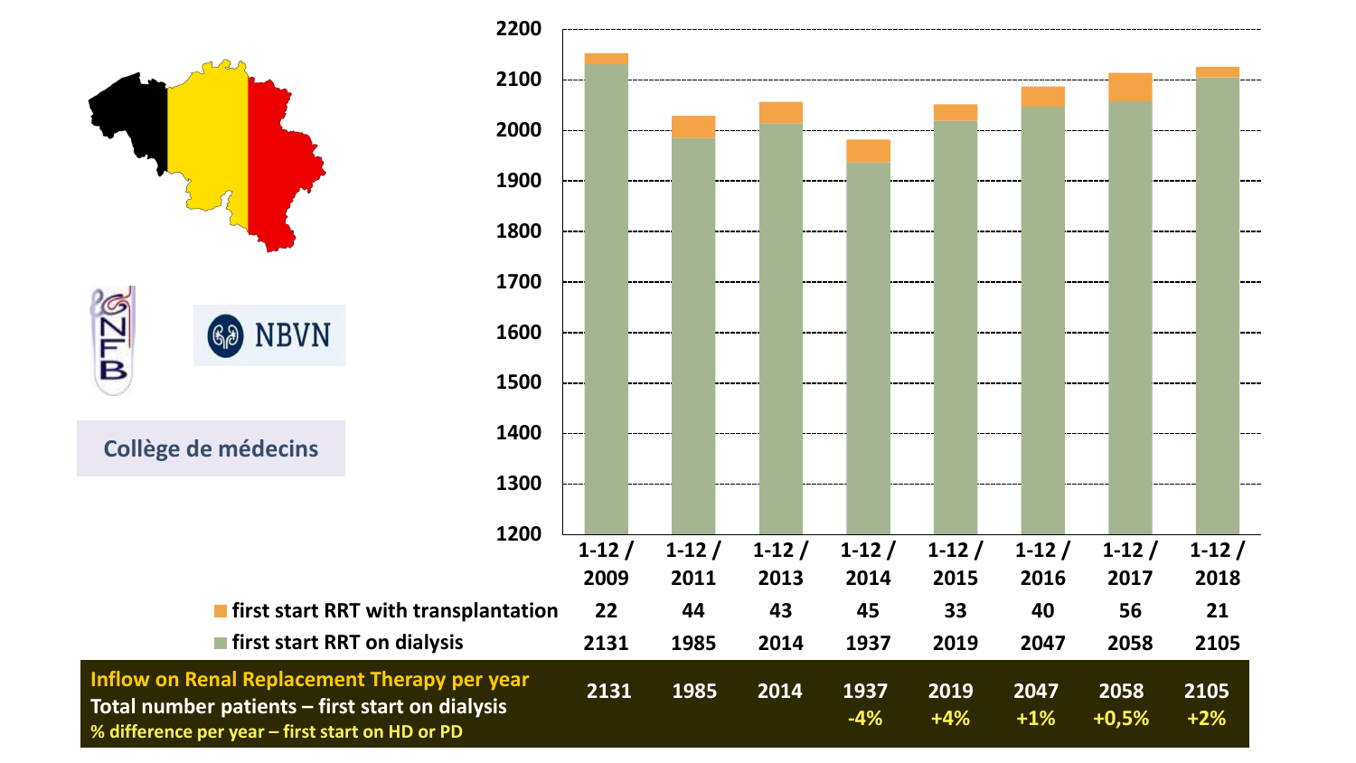Collège de médecins

NBVN

| | 1-12 / 2009 | 1-12 / 2011 | 1-12 / 2013 | 1-12 / 2014 | 1-12 / 2015 | 1-12 / 2016 | 1-12 / 2017 | 1-12 / 2018 |
|---|---|---|---|---|---|---|---|---|
| first start RRT with transplantation | 22 | 44 | 43 | 45 | 33 | 40 | 56 | 21 |
| first start RRT on dialysis | 2131 | 1985 | 2014 | 1937 | 2019 | 2047 | 2058 | 2105 |

| Inflow on Renal Replacement Therapy per year | | | | | | | | |
|---|---|---|---|---|---|---|---|---|
| Total number patients – first start on dialysis | 2131 | 1985 | 2014 | 1937 | 2019 | 2047 | 2058 | 2105 |
| % difference per year – first start on HD or PD | | | | -4% | +4% | +1% | +0,5% | +2% |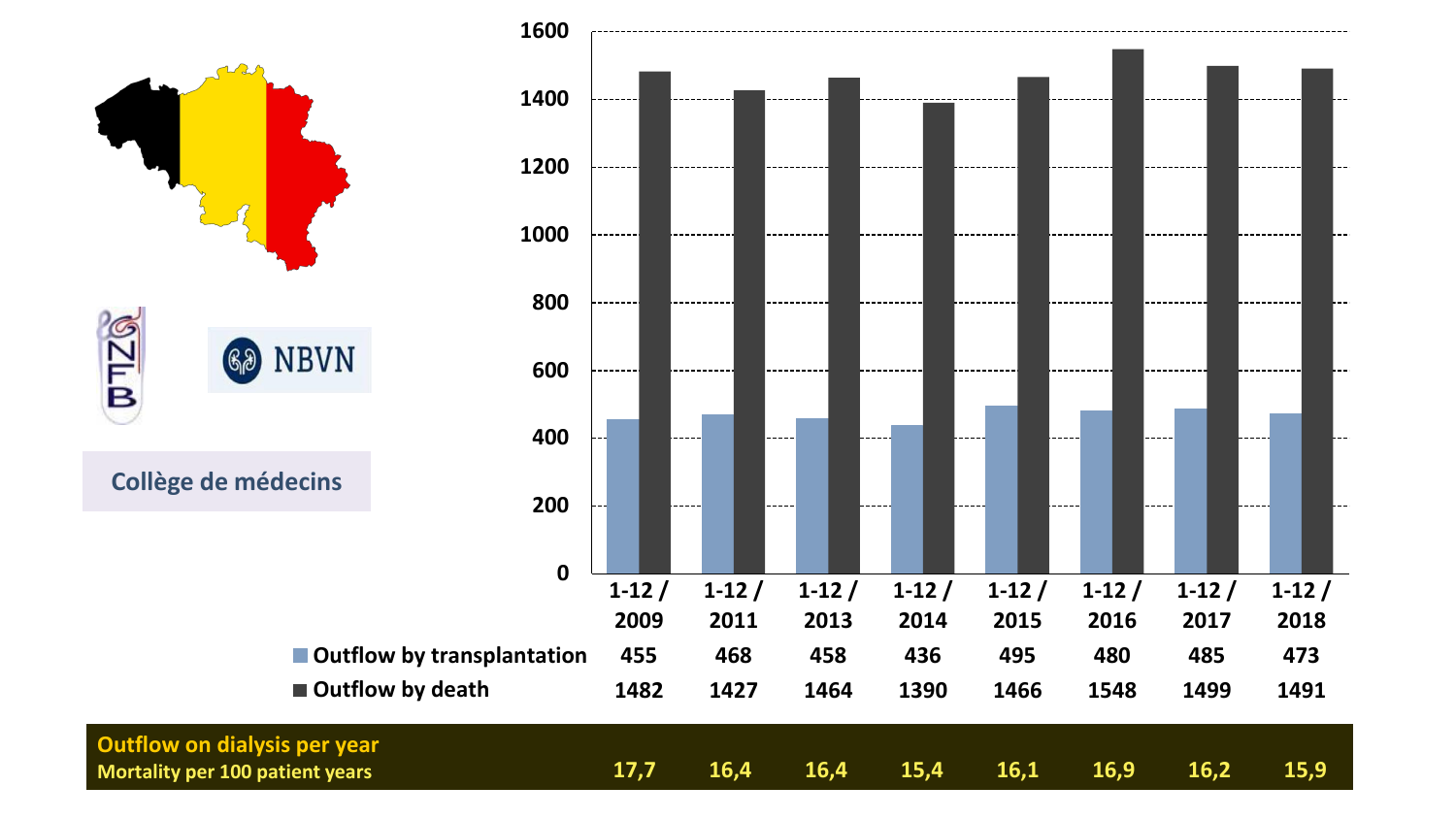| | 1-12 / 2009 | 1-12 / 2011 | 1-12 / 2013 | 1-12 / 2014 | 1-12 / 2015 | 1-12 / 2016 | 1-12 / 2017 | 1-12 / 2018 |
|---|---|---|---|---|---|---|---|---|
| Outflow by transplantation | 455 | 468 | 458 | 436 | 495 | 480 | 485 | 473 |
| Outflow by death | 1482 | 1427 | 1464 | 1390 | 1466 | 1548 | 1499 | 1491 |

NBVN

Collège de médecins

| **Outflow on dialysis per year**<br>**Mortality per 100 patient years** | 17,7 | 16,4 | 16,4 | 15,4 | 16,1 | 16,9 | 16,2 | 15,9 |
|---|---|---|---|---|---|---|---|---|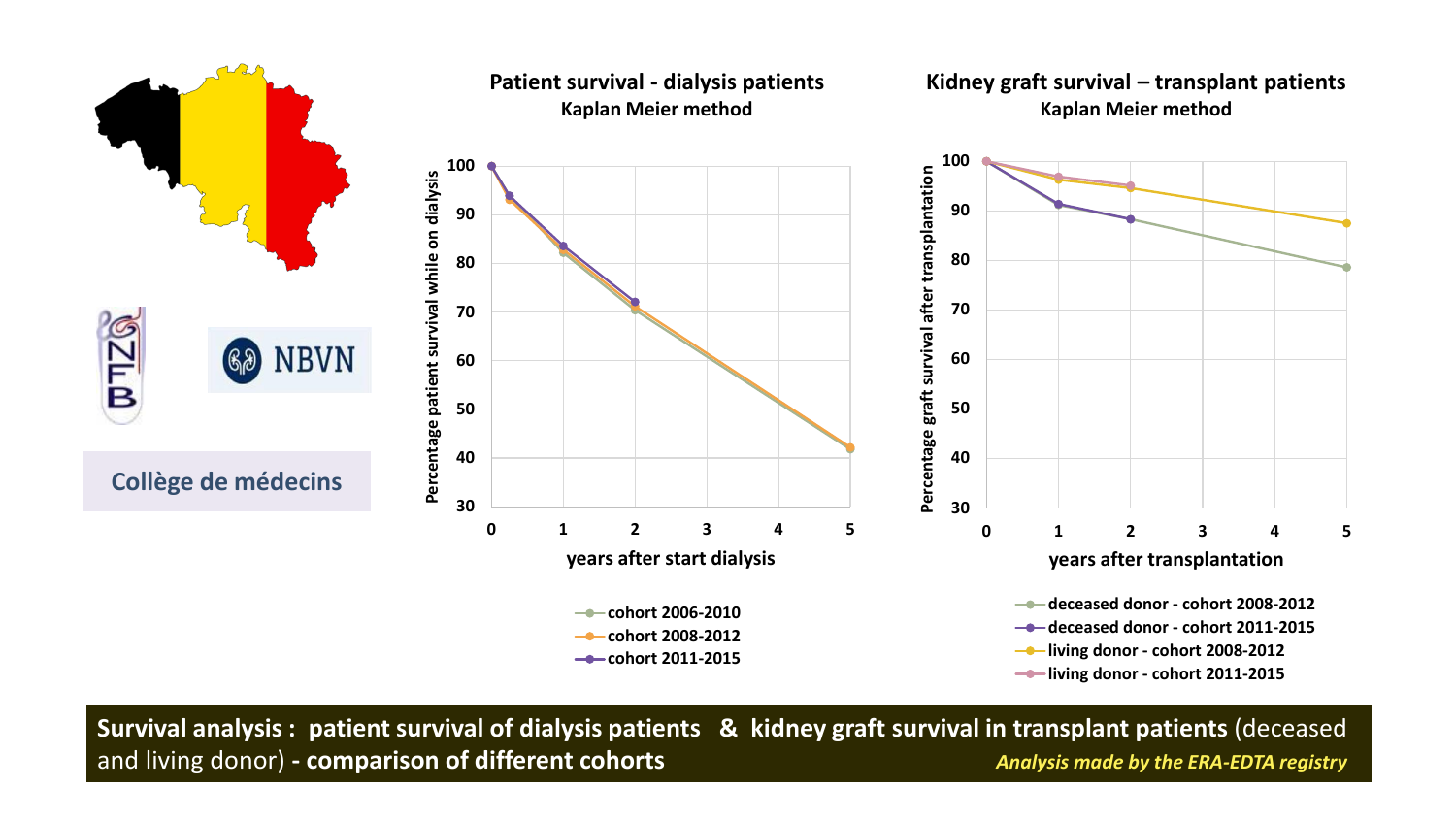Collège de médecins

NBVN

## Patient survival - dialysis patients
Kaplan Meier method

Percentage patient survival while on dialysis

years after start dialysis

- cohort 2006-2010
- cohort 2008-2012
- cohort 2011-2015

## Kidney graft survival – transplant patients
Kaplan Meier method

Percentage graft survival after transplantation

years after transplantation

- deceased donor - cohort 2008-2012
- deceased donor - cohort 2011-2015
- living donor - cohort 2008-2012
- living donor - cohort 2011-2015

**Survival analysis : patient survival of dialysis patients & kidney graft survival in transplant patients** (deceased and living donor) **- comparison of different cohorts**

***Analysis made by the ERA-EDTA registry***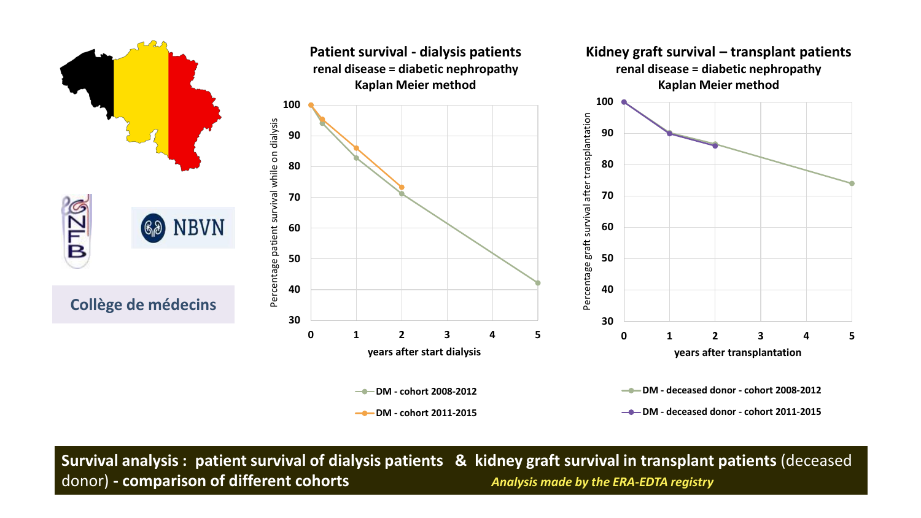Collège de médecins

NBVN

NFB

## Patient survival - dialysis patients
**renal disease = diabetic nephropathy**
**Kaplan Meier method**

Percentage patient survival while on dialysis

years after start dialysis

- DM - cohort 2008-2012
- DM - cohort 2011-2015

## Kidney graft survival – transplant patients
**renal disease = diabetic nephropathy**
**Kaplan Meier method**

Percentage graft survival after transplantation

years after transplantation

- DM - deceased donor - cohort 2008-2012
- DM - deceased donor - cohort 2011-2015

**Survival analysis : patient survival of dialysis patients & kidney graft survival in transplant patients** (deceased donor) **- comparison of different cohorts** ***Analysis made by the ERA-EDTA registry***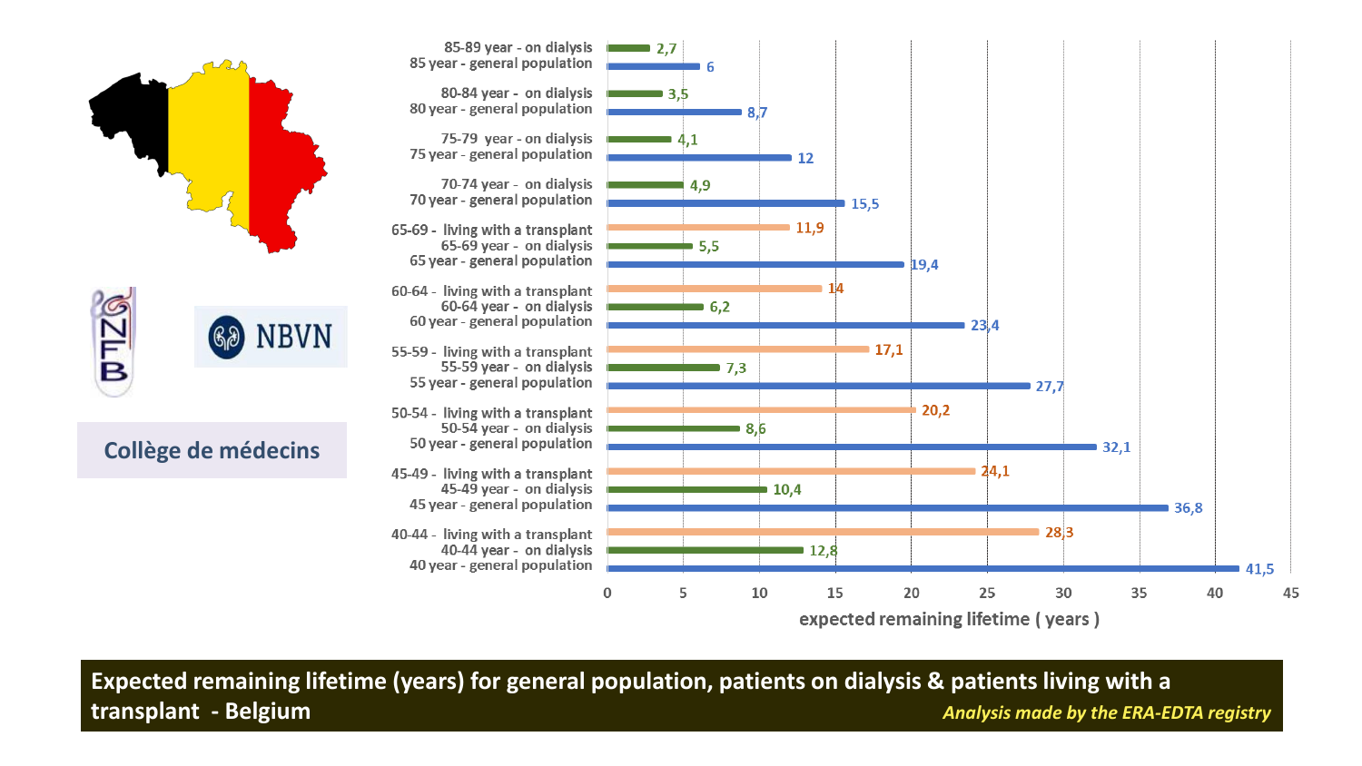85-89 year - on dialysis 2,7
85 year - general population 6
80-84 year - on dialysis 3,5
80 year - general population 8,7
75-79 year - on dialysis 4,1
75 year - general population 12
70-74 year - on dialysis 4,9
70 year - general population 15,5
65-69 - living with a transplant 11,9
65-69 year - on dialysis 5,5
65 year - general population 19,4
60-64 - living with a transplant 14
60-64 year - on dialysis 6,2
60 year - general population 23,4
55-59 - living with a transplant 17,1
55-59 year - on dialysis 7,3
55 year - general population 27,7
50-54 - living with a transplant 20,2
50-54 year - on dialysis 8,6
50 year - general population 32,1
45-49 - living with a transplant 24,1
45-49 year - on dialysis 10,4
45 year - general population 36,8
40-44 - living with a transplant 28,3
40-44 year - on dialysis 12,8
40 year - general population 41,5

0 5 10 15 20 25 30 35 40 45

expected remaining lifetime ( years )

NFB

NBVN

Collège de médecins

**Expected remaining lifetime (years) for general population, patients on dialysis & patients living with a transplant - Belgium**

*Analysis made by the ERA-EDTA registry*